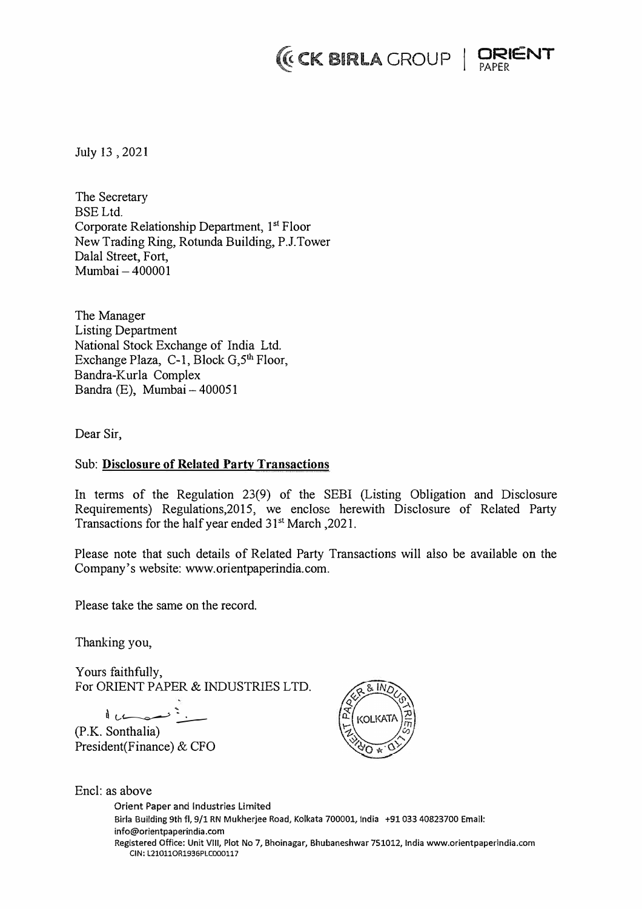July 13 , 2021

The Secretary
BSE Ltd.
Corporate Relationship Department, 1st Floor
New Trading Ring, Rotunda Building, P.J.Tower
Dalal Street, Fort,
Mumbai – 400001

The Manager
Listing Department
National Stock Exchange of India Ltd.
Exchange Plaza, C-1, Block G,5th Floor,
Bandra-Kurla Complex
Bandra (E), Mumbai – 400051

Dear Sir,

Sub: **Disclosure of Related Party Transactions**

In terms of the Regulation 23(9) of the SEBI (Listing Obligation and Disclosure Requirements) Regulations,2015, we enclose herewith Disclosure of Related Party Transactions for the half year ended 31st March ,2021.

Please note that such details of Related Party Transactions will also be available on the Company's website: www.orientpaperindia.com.

Please take the same on the record.

Thanking you,

Yours faithfully,
For ORIENT PAPER & INDUSTRIES LTD.

(P.K. Sonthalia)
President(Finance) & CFO

Encl: as above

Orient Paper and Industries Limited
Birla Building 9th fl, 9/1 RN Mukherjee Road, Kolkata 700001, India +91 033 40823700 Email: info@orientpaperindia.com
Registered Office: Unit VIII, Plot No 7, Bhoinagar, Bhubaneshwar 751012, India www.orientpaperindia.com
CIN: L21011OR1936PLC000117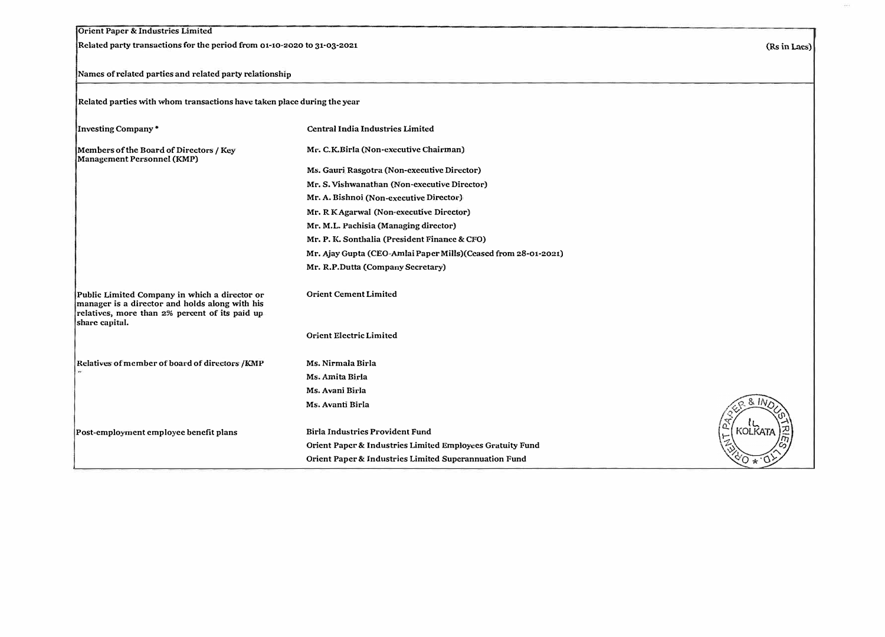Orient Paper & Industries Limited

Related party transactions for the period from 01-10-2020 to 31-03-2021 (Rs in Lacs)

Names of related parties and related party relationship

Related parties with whom transactions have taken place during the year

| | |
|---|---|
| Investing Company * | Central India Industries Limited |
| Members of the Board of Directors / Key Management Personnel (KMP) | Mr. C.K.Birla (Non-executive Chairman) |
| | Ms. Gauri Rasgotra (Non-executive Director) |
| | Mr. S. Vishwanathan (Non-executive Director) |
| | Mr. A. Bishnoi (Non-executive Director) |
| | Mr. R K Agarwal (Non-executive Director) |
| | Mr. M.L. Pachisia (Managing director) |
| | Mr. P. K. Sonthalia (President Finance & CFO) |
| | Mr. Ajay Gupta (CEO-Amlai Paper Mills)(Ceased from 28-01-2021) |
| | Mr. R.P.Dutta (Company Secretary) |
| Public Limited Company in which a director or manager is a director and holds along with his relatives, more than 2% percent of its paid up share capital. | Orient Cement Limited |
| | Orient Electric Limited |
| Relatives of member of board of directors /KMP ** | Ms. Nirmala Birla |
| | Ms. Amita Birla |
| | Ms. Avani Birla |
| | Ms. Avanti Birla |
| Post-employment employee benefit plans | Birla Industries Provident Fund |
| | Orient Paper & Industries Limited Employees Gratuity Fund |
| | Orient Paper & Industries Limited Superannuation Fund |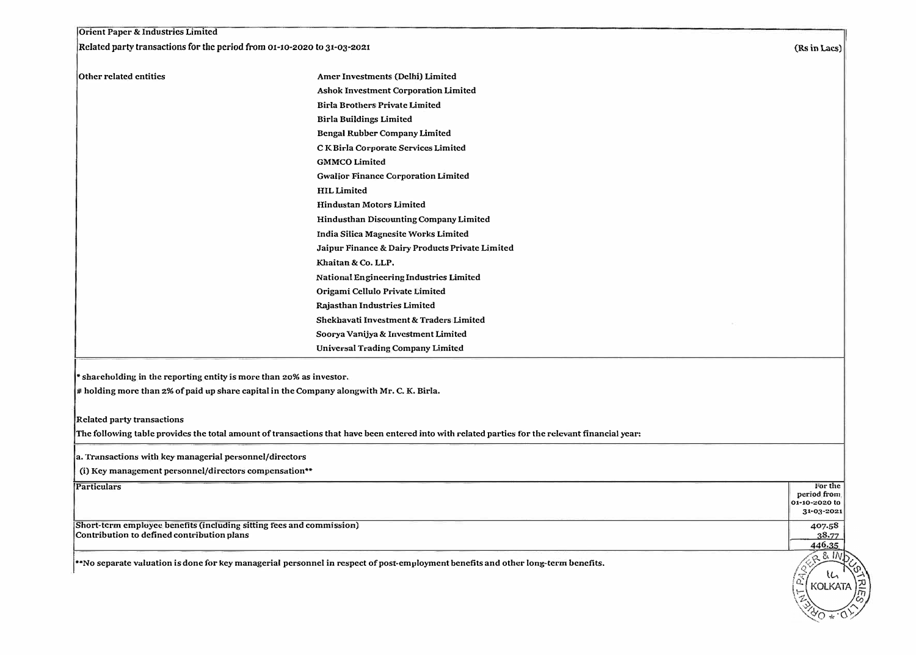Orient Paper & Industries Limited

Related party transactions for the period from 01-10-2020 to 31-03-2021

(Rs in Lacs)

| Other related entities | |
|---|---|
| | Amer Investments (Delhi) Limited |
| | Ashok Investment Corporation Limited |
| | Birla Brothers Private Limited |
| | Birla Buildings Limited |
| | Bengal Rubber Company Limited |
| | C K Birla Corporate Services Limited |
| | GMMCO Limited |
| | Gwalior Finance Corporation Limited |
| | HIL Limited |
| | Hindustan Motors Limited |
| | Hindusthan Discounting Company Limited |
| | India Silica Magnesite Works Limited |
| | Jaipur Finance & Dairy Products Private Limited |
| | Khaitan & Co. LLP. |
| | National Engineering Industries Limited |
| | Origami Cellulo Private Limited |
| | Rajasthan Industries Limited |
| | Shekhavati Investment & Traders Limited |
| | Soorya Vanijya & Investment Limited |
| | Universal Trading Company Limited |

* shareholding in the reporting entity is more than 20% as investor.

# holding more than 2% of paid up share capital in the Company alongwith Mr. C. K. Birla.

Related party transactions

The following table provides the total amount of transactions that have been entered into with related parties for the relevant financial year:

a. Transactions with key managerial personnel/directors

(i) Key management personnel/directors compensation**

| Particulars | For the period from 01-10-2020 to 31-03-2021 |
|---|---|
| Short-term employee benefits (including sitting fees and commission) | 407.58 |
| Contribution to defined contribution plans | 38.77 |
| | 446.35 |

**No separate valuation is done for key managerial personnel in respect of post-employment benefits and other long-term benefits.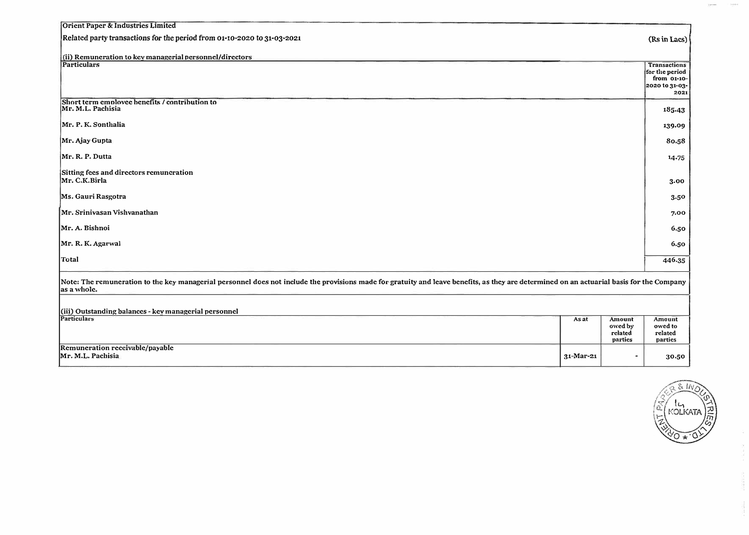Orient Paper & Industries Limited

Related party transactions for the period from 01-10-2020 to 31-03-2021

(Rs in Lacs)

(ii) Remuneration to key managerial personnel/directors

| Particulars | Transactions for the period from 01-10-2020 to 31-03-2021 |
|---|---|
| **Short term employee benefits / contribution to** | |
| Mr. M.L. Pachisia | 185.43 |
| Mr. P. K. Sonthalia | 139.09 |
| Mr. Ajay Gupta | 80.58 |
| Mr. R. P. Dutta | 14.75 |
| **Sitting fees and directors remuneration** | |
| Mr. C.K.Birla | 3.00 |
| Ms. Gauri Rasgotra | 3.50 |
| Mr. Srinivasan Vishvanathan | 7.00 |
| Mr. A. Bishnoi | 6.50 |
| Mr. R. K. Agarwal | 6.50 |
| Total | 446.35 |

Note: The remuneration to the key managerial personnel does not include the provisions made for gratuity and leave benefits, as they are determined on an actuarial basis for the Company as a whole.

(iii) Outstanding balances - key managerial personnel

| Particulars | As at | Amount owed by related parties | Amount owed to related parties |
|---|---|---|---|
| **Remuneration receivable/payable** | | | |
| Mr. M.L. Pachisia | 31-Mar-21 | - | 30.50 |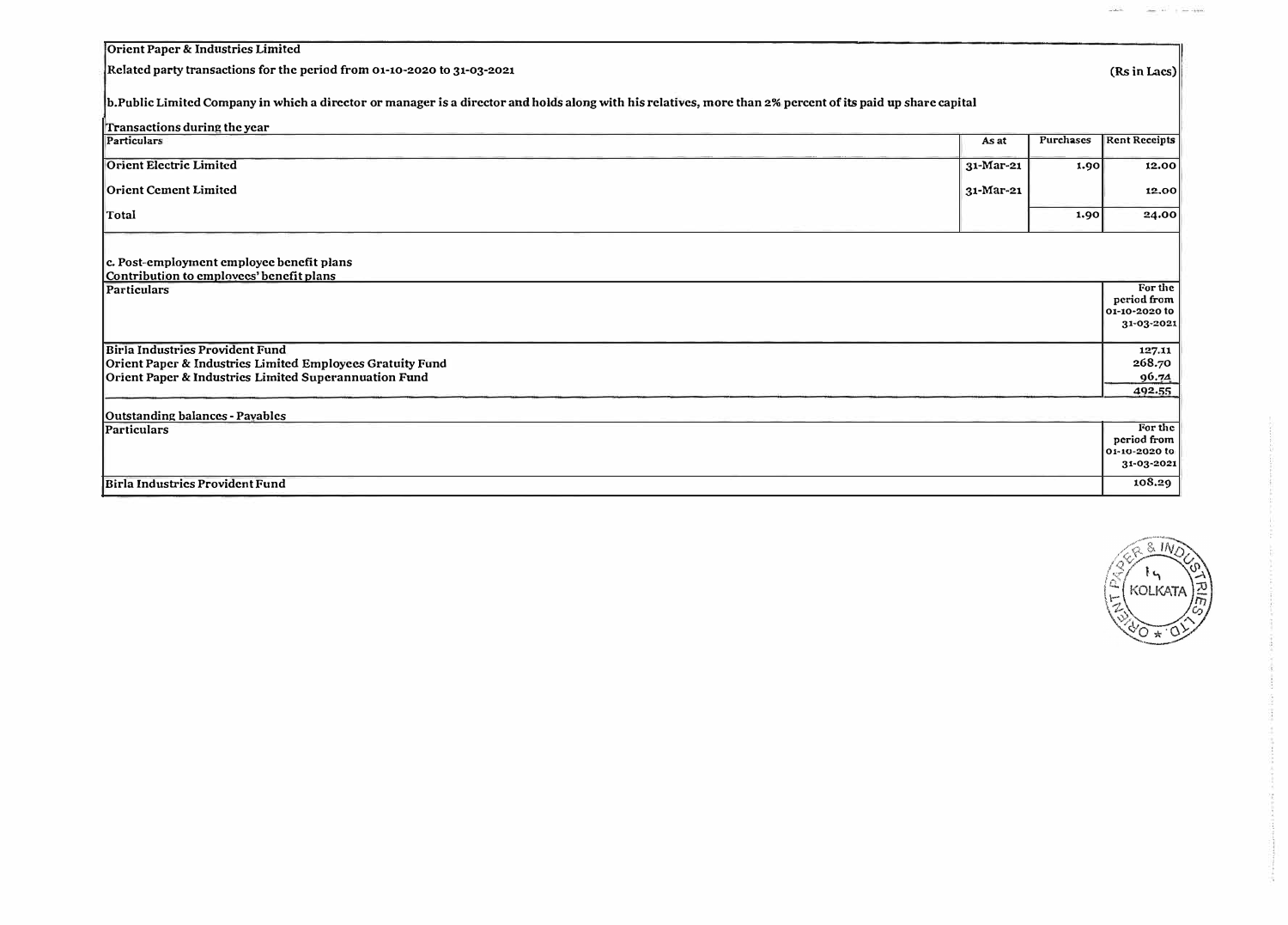Orient Paper & Industries Limited

Related party transactions for the period from 01-10-2020 to 31-03-2021

(Rs in Lacs)

b.Public Limited Company in which a director or manager is a director and holds along with his relatives, more than 2% percent of its paid up share capital

Transactions during the year

| Particulars | As at | Purchases | Rent Receipts |
|---|---|---|---|
| Orient Electric Limited | 31-Mar-21 | 1.90 | 12.00 |
| Orient Cement Limited | 31-Mar-21 | | 12.00 |
| Total | | 1.90 | 24.00 |

c. Post-employment employee benefit plans

Contribution to employees' benefit plans

| Particulars | For the period from 01-10-2020 to 31-03-2021 |
|---|---|
| Birla Industries Provident Fund | 127.11 |
| Orient Paper & Industries Limited Employees Gratuity Fund | 268.70 |
| Orient Paper & Industries Limited Superannuation Fund | 96.74 |
| | 492.55 |

Outstanding balances - Payables

| Particulars | For the period from 01-10-2020 to 31-03-2021 |
|---|---|
| Birla Industries Provident Fund | 108.29 |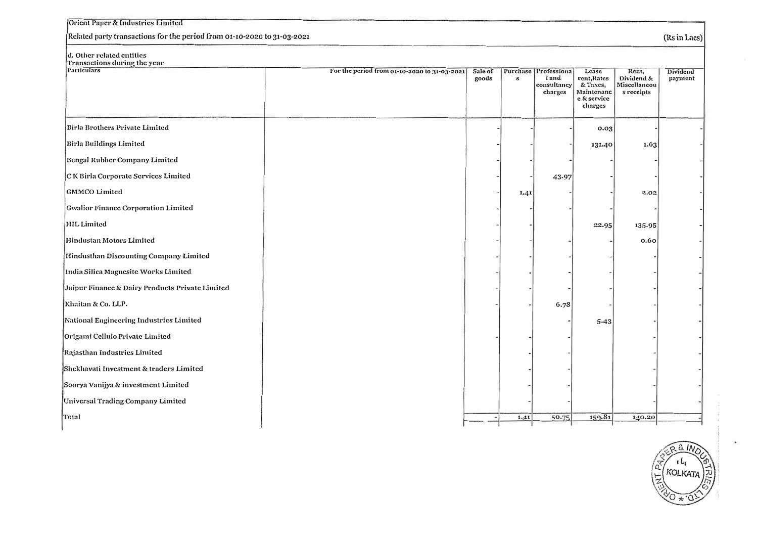Orient Paper & Industries Limited

Related party transactions for the period from 01-10-2020 to 31-03-2021

(Rs in Lacs)

d. Other related entities

Transactions during the year

| Particulars | For the period from 01-10-2020 to 31-03-2021 | Sale of goods | Purchases | Professional and consultancy charges | Lease rent,Rates & Taxes, Maintenance & service charges | Rent, Dividend & Miscellaneous receipts | Dividend payment |
|---|---|---|---|---|---|---|---|
| Birla Brothers Private Limited | | - | - | - | 0.03 | - | - |
| Birla Buildings Limited | | - | - | - | 131.40 | 1.63 | - |
| Bengal Rubber Company Limited | | - | - | - | - | - | - |
| C K Birla Corporate Services Limited | | - | - | 43.97 | - | - | - |
| GMMCO Limited | | - | 1.41 | - | - | 2.02 | - |
| Gwalior Finance Corporation Limited | | - | - | - | - | - | - |
| HIL Limited | | - | - | - | 22.95 | 135.95 | - |
| Hindustan Motors Limited | | - | - | - | - | 0.60 | - |
| Hindusthan Discounting Company Limited | | - | - | - | - | - | - |
| India Silica Magnesite Works Limited | | - | - | - | - | - | - |
| Jaipur Finance & Dairy Products Private Limited | | - | - | - | - | - | - |
| Khaitan & Co. LLP. | | - | - | 6.78 | - | - | - |
| National Engineering Industries Limited | | | | - | 5.43 | - | - |
| Origami Cellulo Private Limited | | - | - | - | - | - | - |
| Rajasthan Industries Limited | | | - | - | - | - | - |
| Shekhavati Investment & traders Limited | | | - | - | - | - | - |
| Soorya Vanijya & investment Limited | | | - | - | - | - | - |
| Universal Trading Company Limited | | | - | | | - | - |
| Total | | - | 1.41 | 50.75 | 159.81 | 140.20 | - |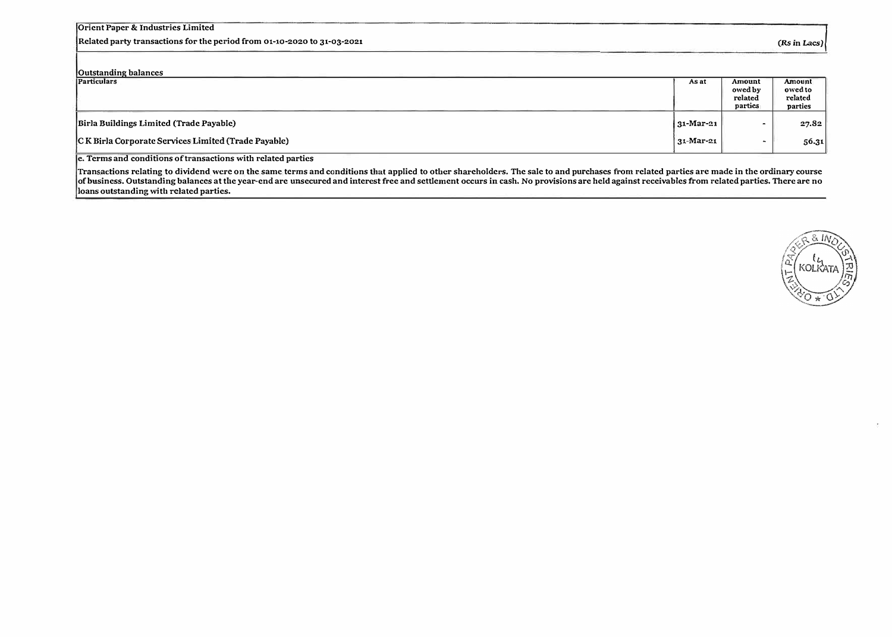Orient Paper & Industries Limited

Related party transactions for the period from 01-10-2020 to 31-03-2021

(Rs in Lacs)

**Outstanding balances**

| Particulars | As at | Amount owed by related parties | Amount owed to related parties |
|---|---|---|---|
| Birla Buildings Limited (Trade Payable) | 31-Mar-21 | - | 27.82 |
| C K Birla Corporate Services Limited (Trade Payable) | 31-Mar-21 | - | 56.31 |

**e. Terms and conditions of transactions with related parties**

Transactions relating to dividend were on the same terms and conditions that applied to other shareholders. The sale to and purchases from related parties are made in the ordinary course of business. Outstanding balances at the year-end are unsecured and interest free and settlement occurs in cash. No provisions are held against receivables from related parties. There are no loans outstanding with related parties.